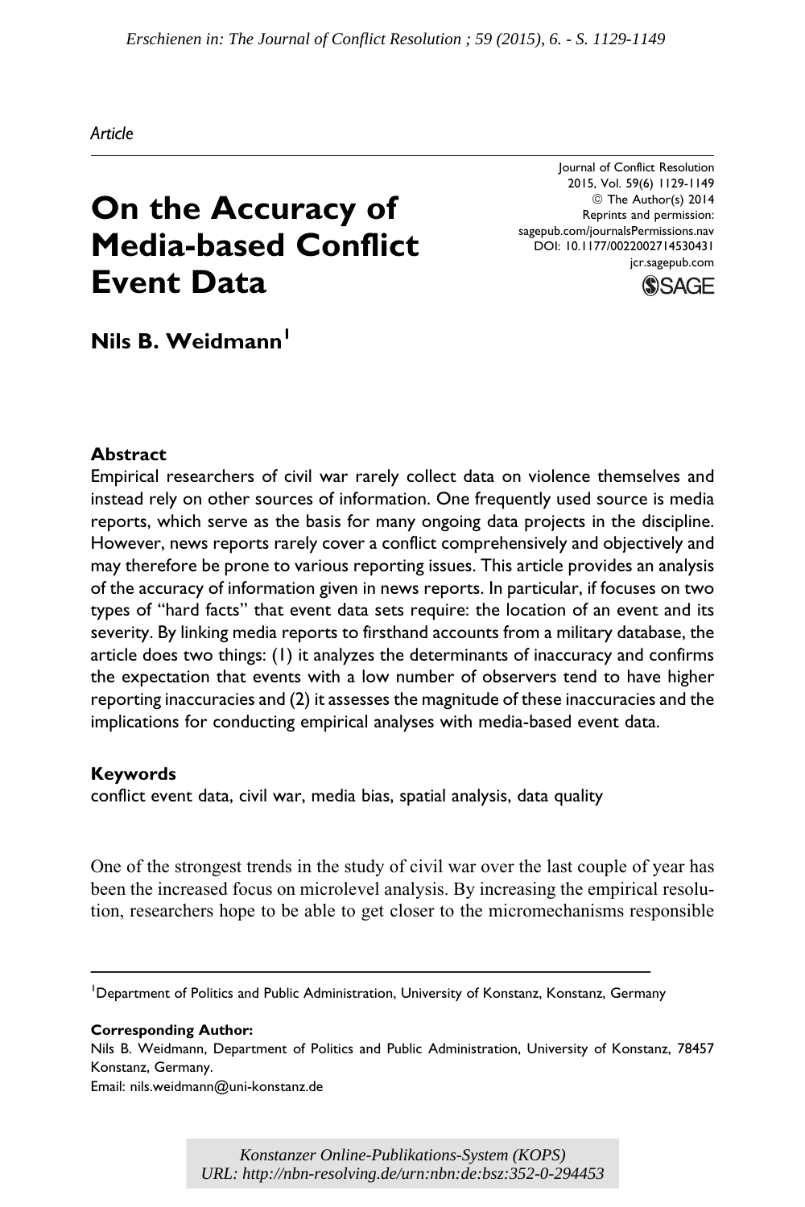*Erschienen in: The Journal of Conflict Resolution ; 59 (2015), 6. - S. 1129-1149*

*Article*

# On the Accuracy of Media-based Conflict Event Data

Journal of Conflict Resolution
2015, Vol. 59(6) 1129-1149
© The Author(s) 2014
Reprints and permission:
sagepub.com/journalsPermissions.nav
DOI: 10.1177/0022002714530431
jcr.sagepub.com

**Nils B. Weidmann**[1]

### Abstract

Empirical researchers of civil war rarely collect data on violence themselves and instead rely on other sources of information. One frequently used source is media reports, which serve as the basis for many ongoing data projects in the discipline. However, news reports rarely cover a conflict comprehensively and objectively and may therefore be prone to various reporting issues. This article provides an analysis of the accuracy of information given in news reports. In particular, if focuses on two types of "hard facts" that event data sets require: the location of an event and its severity. By linking media reports to firsthand accounts from a military database, the article does two things: (1) it analyzes the determinants of inaccuracy and confirms the expectation that events with a low number of observers tend to have higher reporting inaccuracies and (2) it assesses the magnitude of these inaccuracies and the implications for conducting empirical analyses with media-based event data.

### Keywords

conflict event data, civil war, media bias, spatial analysis, data quality

One of the strongest trends in the study of civil war over the last couple of year has been the increased focus on microlevel analysis. By increasing the empirical resolution, researchers hope to be able to get closer to the micromechanisms responsible

---

[1] Department of Politics and Public Administration, University of Konstanz, Konstanz, Germany

**Corresponding Author:**
Nils B. Weidmann, Department of Politics and Public Administration, University of Konstanz, 78457 Konstanz, Germany.
Email: nils.weidmann@uni-konstanz.de

*Konstanzer Online-Publikations-System (KOPS)*
*URL: http://nbn-resolving.de/urn:nbn:de:bsz:352-0-294453*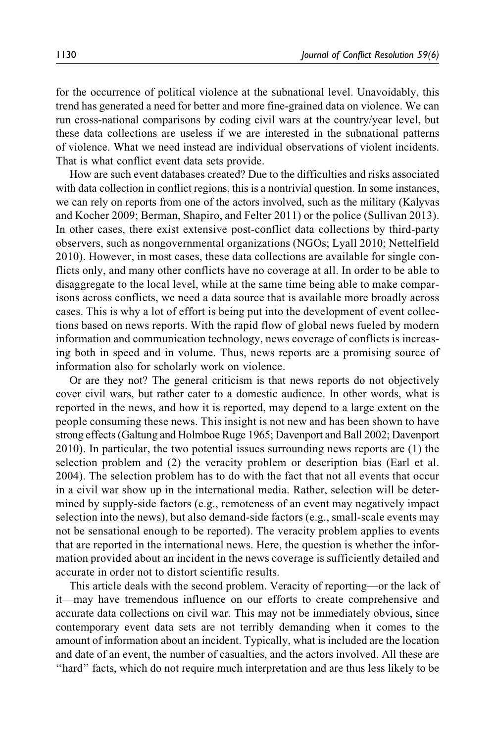for the occurrence of political violence at the subnational level. Unavoidably, this trend has generated a need for better and more fine-grained data on violence. We can run cross-national comparisons by coding civil wars at the country/year level, but these data collections are useless if we are interested in the subnational patterns of violence. What we need instead are individual observations of violent incidents. That is what conflict event data sets provide.

How are such event databases created? Due to the difficulties and risks associated with data collection in conflict regions, this is a nontrivial question. In some instances, we can rely on reports from one of the actors involved, such as the military (Kalyvas and Kocher 2009; Berman, Shapiro, and Felter 2011) or the police (Sullivan 2013). In other cases, there exist extensive post-conflict data collections by third-party observers, such as nongovernmental organizations (NGOs; Lyall 2010; Nettelfield 2010). However, in most cases, these data collections are available for single conflicts only, and many other conflicts have no coverage at all. In order to be able to disaggregate to the local level, while at the same time being able to make comparisons across conflicts, we need a data source that is available more broadly across cases. This is why a lot of effort is being put into the development of event collections based on news reports. With the rapid flow of global news fueled by modern information and communication technology, news coverage of conflicts is increasing both in speed and in volume. Thus, news reports are a promising source of information also for scholarly work on violence.

Or are they not? The general criticism is that news reports do not objectively cover civil wars, but rather cater to a domestic audience. In other words, what is reported in the news, and how it is reported, may depend to a large extent on the people consuming these news. This insight is not new and has been shown to have strong effects (Galtung and Holmboe Ruge 1965; Davenport and Ball 2002; Davenport 2010). In particular, the two potential issues surrounding news reports are (1) the selection problem and (2) the veracity problem or description bias (Earl et al. 2004). The selection problem has to do with the fact that not all events that occur in a civil war show up in the international media. Rather, selection will be determined by supply-side factors (e.g., remoteness of an event may negatively impact selection into the news), but also demand-side factors (e.g., small-scale events may not be sensational enough to be reported). The veracity problem applies to events that are reported in the international news. Here, the question is whether the information provided about an incident in the news coverage is sufficiently detailed and accurate in order not to distort scientific results.

This article deals with the second problem. Veracity of reporting—or the lack of it—may have tremendous influence on our efforts to create comprehensive and accurate data collections on civil war. This may not be immediately obvious, since contemporary event data sets are not terribly demanding when it comes to the amount of information about an incident. Typically, what is included are the location and date of an event, the number of casualties, and the actors involved. All these are "hard" facts, which do not require much interpretation and are thus less likely to be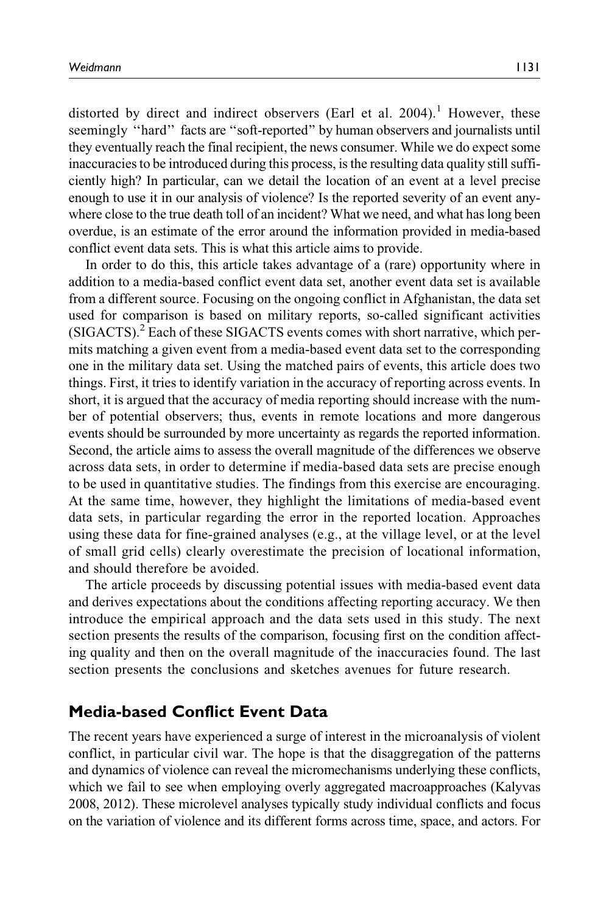distorted by direct and indirect observers (Earl et al. 2004).[1] However, these seemingly ''hard'' facts are ''soft-reported'' by human observers and journalists until they eventually reach the final recipient, the news consumer. While we do expect some inaccuracies to be introduced during this process, is the resulting data quality still sufficiently high? In particular, can we detail the location of an event at a level precise enough to use it in our analysis of violence? Is the reported severity of an event anywhere close to the true death toll of an incident? What we need, and what has long been overdue, is an estimate of the error around the information provided in media-based conflict event data sets. This is what this article aims to provide.

In order to do this, this article takes advantage of a (rare) opportunity where in addition to a media-based conflict event data set, another event data set is available from a different source. Focusing on the ongoing conflict in Afghanistan, the data set used for comparison is based on military reports, so-called significant activities (SIGACTS).[2] Each of these SIGACTS events comes with short narrative, which permits matching a given event from a media-based event data set to the corresponding one in the military data set. Using the matched pairs of events, this article does two things. First, it tries to identify variation in the accuracy of reporting across events. In short, it is argued that the accuracy of media reporting should increase with the number of potential observers; thus, events in remote locations and more dangerous events should be surrounded by more uncertainty as regards the reported information. Second, the article aims to assess the overall magnitude of the differences we observe across data sets, in order to determine if media-based data sets are precise enough to be used in quantitative studies. The findings from this exercise are encouraging. At the same time, however, they highlight the limitations of media-based event data sets, in particular regarding the error in the reported location. Approaches using these data for fine-grained analyses (e.g., at the village level, or at the level of small grid cells) clearly overestimate the precision of locational information, and should therefore be avoided.

The article proceeds by discussing potential issues with media-based event data and derives expectations about the conditions affecting reporting accuracy. We then introduce the empirical approach and the data sets used in this study. The next section presents the results of the comparison, focusing first on the condition affecting quality and then on the overall magnitude of the inaccuracies found. The last section presents the conclusions and sketches avenues for future research.

## Media-based Conflict Event Data

The recent years have experienced a surge of interest in the microanalysis of violent conflict, in particular civil war. The hope is that the disaggregation of the patterns and dynamics of violence can reveal the micromechanisms underlying these conflicts, which we fail to see when employing overly aggregated macroapproaches (Kalyvas 2008, 2012). These microlevel analyses typically study individual conflicts and focus on the variation of violence and its different forms across time, space, and actors. For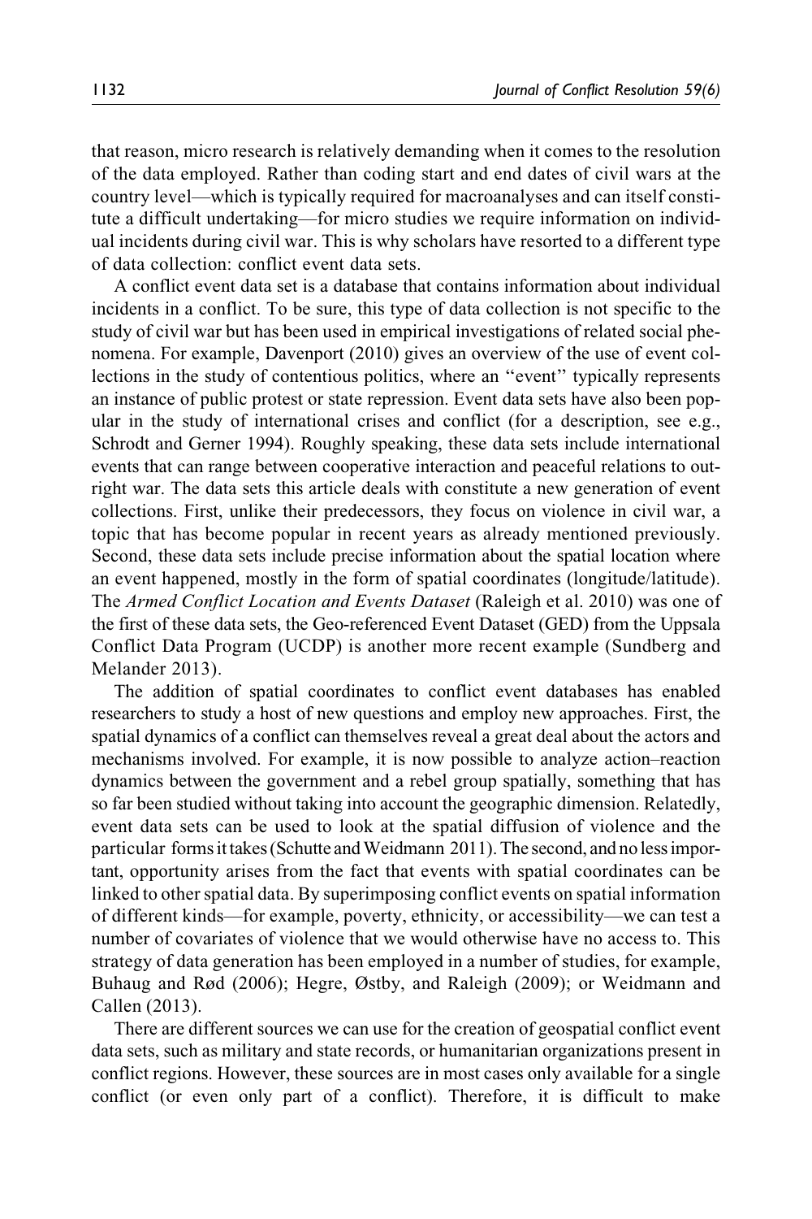that reason, micro research is relatively demanding when it comes to the resolution of the data employed. Rather than coding start and end dates of civil wars at the country level—which is typically required for macroanalyses and can itself constitute a difficult undertaking—for micro studies we require information on individual incidents during civil war. This is why scholars have resorted to a different type of data collection: conflict event data sets.

A conflict event data set is a database that contains information about individual incidents in a conflict. To be sure, this type of data collection is not specific to the study of civil war but has been used in empirical investigations of related social phenomena. For example, Davenport (2010) gives an overview of the use of event collections in the study of contentious politics, where an "event" typically represents an instance of public protest or state repression. Event data sets have also been popular in the study of international crises and conflict (for a description, see e.g., Schrodt and Gerner 1994). Roughly speaking, these data sets include international events that can range between cooperative interaction and peaceful relations to outright war. The data sets this article deals with constitute a new generation of event collections. First, unlike their predecessors, they focus on violence in civil war, a topic that has become popular in recent years as already mentioned previously. Second, these data sets include precise information about the spatial location where an event happened, mostly in the form of spatial coordinates (longitude/latitude). The *Armed Conflict Location and Events Dataset* (Raleigh et al. 2010) was one of the first of these data sets, the Geo-referenced Event Dataset (GED) from the Uppsala Conflict Data Program (UCDP) is another more recent example (Sundberg and Melander 2013).

The addition of spatial coordinates to conflict event databases has enabled researchers to study a host of new questions and employ new approaches. First, the spatial dynamics of a conflict can themselves reveal a great deal about the actors and mechanisms involved. For example, it is now possible to analyze action–reaction dynamics between the government and a rebel group spatially, something that has so far been studied without taking into account the geographic dimension. Relatedly, event data sets can be used to look at the spatial diffusion of violence and the particular forms it takes (Schutte and Weidmann 2011). The second, and no less important, opportunity arises from the fact that events with spatial coordinates can be linked to other spatial data. By superimposing conflict events on spatial information of different kinds—for example, poverty, ethnicity, or accessibility—we can test a number of covariates of violence that we would otherwise have no access to. This strategy of data generation has been employed in a number of studies, for example, Buhaug and Rød (2006); Hegre, Østby, and Raleigh (2009); or Weidmann and Callen (2013).

There are different sources we can use for the creation of geospatial conflict event data sets, such as military and state records, or humanitarian organizations present in conflict regions. However, these sources are in most cases only available for a single conflict (or even only part of a conflict). Therefore, it is difficult to make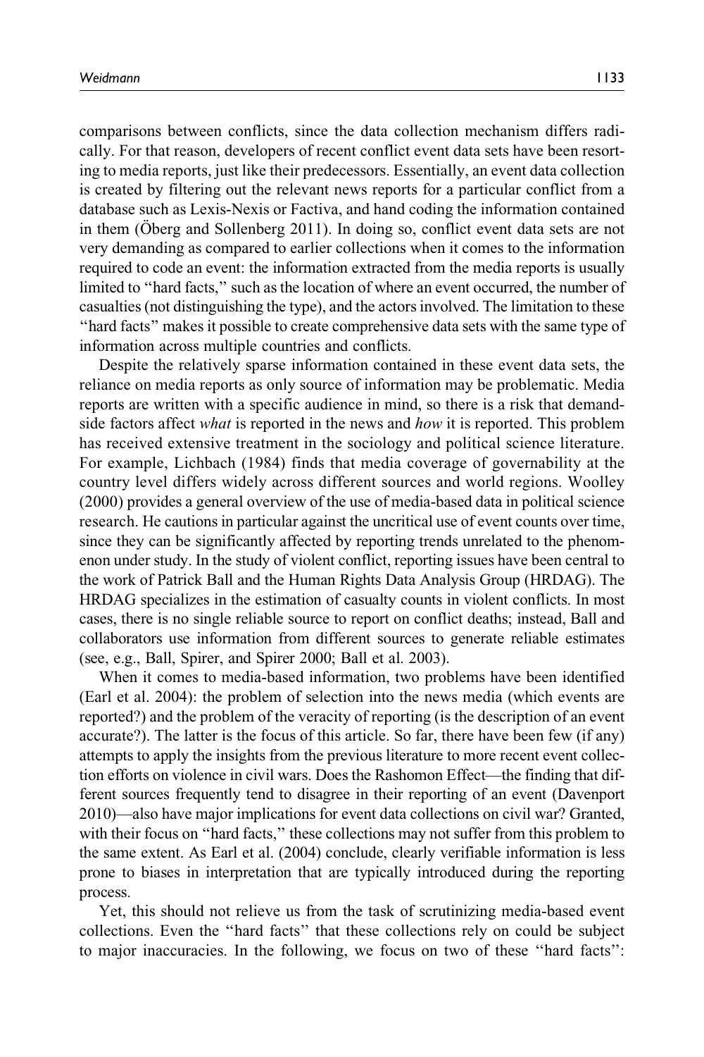comparisons between conflicts, since the data collection mechanism differs radically. For that reason, developers of recent conflict event data sets have been resorting to media reports, just like their predecessors. Essentially, an event data collection is created by filtering out the relevant news reports for a particular conflict from a database such as Lexis-Nexis or Factiva, and hand coding the information contained in them (Öberg and Sollenberg 2011). In doing so, conflict event data sets are not very demanding as compared to earlier collections when it comes to the information required to code an event: the information extracted from the media reports is usually limited to ''hard facts,'' such as the location of where an event occurred, the number of casualties (not distinguishing the type), and the actors involved. The limitation to these ''hard facts'' makes it possible to create comprehensive data sets with the same type of information across multiple countries and conflicts.

Despite the relatively sparse information contained in these event data sets, the reliance on media reports as only source of information may be problematic. Media reports are written with a specific audience in mind, so there is a risk that demand-side factors affect *what* is reported in the news and *how* it is reported. This problem has received extensive treatment in the sociology and political science literature. For example, Lichbach (1984) finds that media coverage of governability at the country level differs widely across different sources and world regions. Woolley (2000) provides a general overview of the use of media-based data in political science research. He cautions in particular against the uncritical use of event counts over time, since they can be significantly affected by reporting trends unrelated to the phenomenon under study. In the study of violent conflict, reporting issues have been central to the work of Patrick Ball and the Human Rights Data Analysis Group (HRDAG). The HRDAG specializes in the estimation of casualty counts in violent conflicts. In most cases, there is no single reliable source to report on conflict deaths; instead, Ball and collaborators use information from different sources to generate reliable estimates (see, e.g., Ball, Spirer, and Spirer 2000; Ball et al. 2003).

When it comes to media-based information, two problems have been identified (Earl et al. 2004): the problem of selection into the news media (which events are reported?) and the problem of the veracity of reporting (is the description of an event accurate?). The latter is the focus of this article. So far, there have been few (if any) attempts to apply the insights from the previous literature to more recent event collection efforts on violence in civil wars. Does the Rashomon Effect—the finding that different sources frequently tend to disagree in their reporting of an event (Davenport 2010)—also have major implications for event data collections on civil war? Granted, with their focus on ''hard facts,'' these collections may not suffer from this problem to the same extent. As Earl et al. (2004) conclude, clearly verifiable information is less prone to biases in interpretation that are typically introduced during the reporting process.

Yet, this should not relieve us from the task of scrutinizing media-based event collections. Even the ''hard facts'' that these collections rely on could be subject to major inaccuracies. In the following, we focus on two of these ''hard facts'':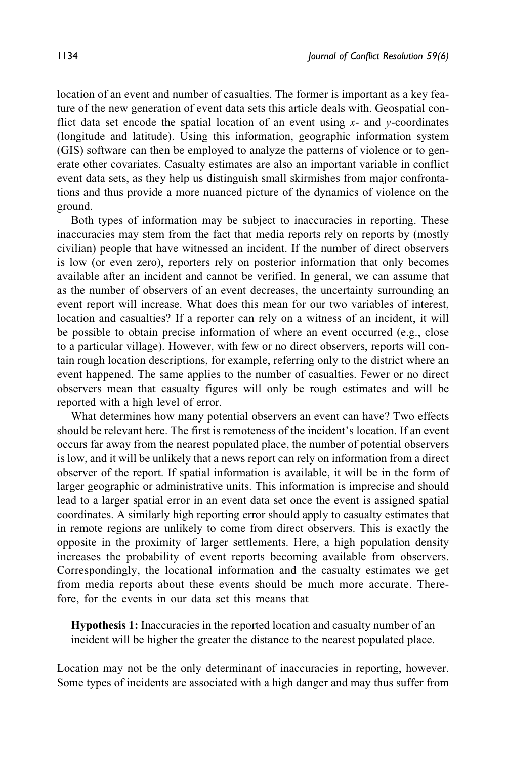location of an event and number of casualties. The former is important as a key feature of the new generation of event data sets this article deals with. Geospatial conflict data set encode the spatial location of an event using *x*- and *y*-coordinates (longitude and latitude). Using this information, geographic information system (GIS) software can then be employed to analyze the patterns of violence or to generate other covariates. Casualty estimates are also an important variable in conflict event data sets, as they help us distinguish small skirmishes from major confrontations and thus provide a more nuanced picture of the dynamics of violence on the ground.

Both types of information may be subject to inaccuracies in reporting. These inaccuracies may stem from the fact that media reports rely on reports by (mostly civilian) people that have witnessed an incident. If the number of direct observers is low (or even zero), reporters rely on posterior information that only becomes available after an incident and cannot be verified. In general, we can assume that as the number of observers of an event decreases, the uncertainty surrounding an event report will increase. What does this mean for our two variables of interest, location and casualties? If a reporter can rely on a witness of an incident, it will be possible to obtain precise information of where an event occurred (e.g., close to a particular village). However, with few or no direct observers, reports will contain rough location descriptions, for example, referring only to the district where an event happened. The same applies to the number of casualties. Fewer or no direct observers mean that casualty figures will only be rough estimates and will be reported with a high level of error.

What determines how many potential observers an event can have? Two effects should be relevant here. The first is remoteness of the incident's location. If an event occurs far away from the nearest populated place, the number of potential observers is low, and it will be unlikely that a news report can rely on information from a direct observer of the report. If spatial information is available, it will be in the form of larger geographic or administrative units. This information is imprecise and should lead to a larger spatial error in an event data set once the event is assigned spatial coordinates. A similarly high reporting error should apply to casualty estimates that in remote regions are unlikely to come from direct observers. This is exactly the opposite in the proximity of larger settlements. Here, a high population density increases the probability of event reports becoming available from observers. Correspondingly, the locational information and the casualty estimates we get from media reports about these events should be much more accurate. Therefore, for the events in our data set this means that

> **Hypothesis 1:** Inaccuracies in the reported location and casualty number of an incident will be higher the greater the distance to the nearest populated place.

Location may not be the only determinant of inaccuracies in reporting, however. Some types of incidents are associated with a high danger and may thus suffer from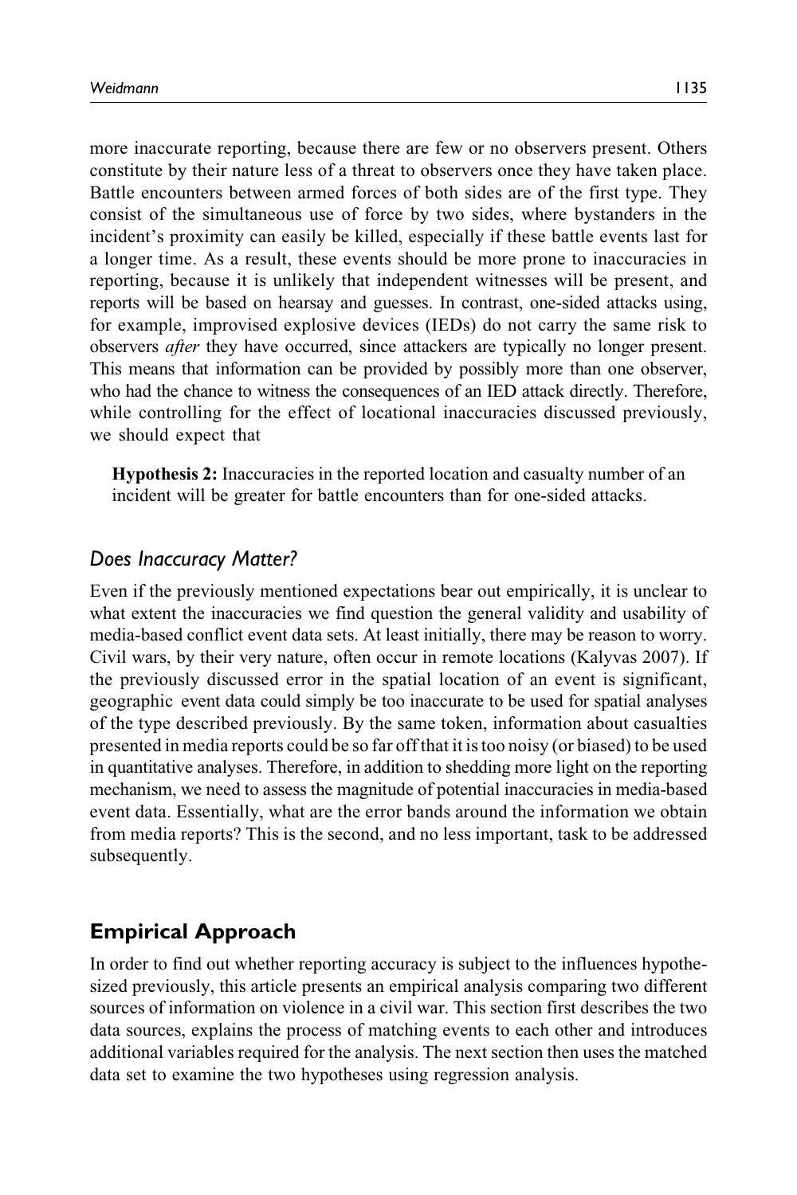more inaccurate reporting, because there are few or no observers present. Others constitute by their nature less of a threat to observers once they have taken place. Battle encounters between armed forces of both sides are of the first type. They consist of the simultaneous use of force by two sides, where bystanders in the incident's proximity can easily be killed, especially if these battle events last for a longer time. As a result, these events should be more prone to inaccuracies in reporting, because it is unlikely that independent witnesses will be present, and reports will be based on hearsay and guesses. In contrast, one-sided attacks using, for example, improvised explosive devices (IEDs) do not carry the same risk to observers *after* they have occurred, since attackers are typically no longer present. This means that information can be provided by possibly more than one observer, who had the chance to witness the consequences of an IED attack directly. Therefore, while controlling for the effect of locational inaccuracies discussed previously, we should expect that

> **Hypothesis 2:** Inaccuracies in the reported location and casualty number of an incident will be greater for battle encounters than for one-sided attacks.

### *Does Inaccuracy Matter?*

Even if the previously mentioned expectations bear out empirically, it is unclear to what extent the inaccuracies we find question the general validity and usability of media-based conflict event data sets. At least initially, there may be reason to worry. Civil wars, by their very nature, often occur in remote locations (Kalyvas 2007). If the previously discussed error in the spatial location of an event is significant, geographic event data could simply be too inaccurate to be used for spatial analyses of the type described previously. By the same token, information about casualties presented in media reports could be so far off that it is too noisy (or biased) to be used in quantitative analyses. Therefore, in addition to shedding more light on the reporting mechanism, we need to assess the magnitude of potential inaccuracies in media-based event data. Essentially, what are the error bands around the information we obtain from media reports? This is the second, and no less important, task to be addressed subsequently.

## Empirical Approach

In order to find out whether reporting accuracy is subject to the influences hypothesized previously, this article presents an empirical analysis comparing two different sources of information on violence in a civil war. This section first describes the two data sources, explains the process of matching events to each other and introduces additional variables required for the analysis. The next section then uses the matched data set to examine the two hypotheses using regression analysis.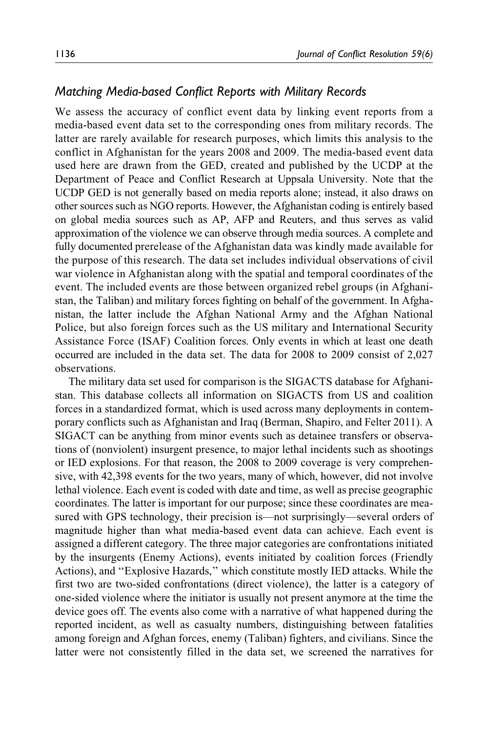### *Matching Media-based Conflict Reports with Military Records*

We assess the accuracy of conflict event data by linking event reports from a media-based event data set to the corresponding ones from military records. The latter are rarely available for research purposes, which limits this analysis to the conflict in Afghanistan for the years 2008 and 2009. The media-based event data used here are drawn from the GED, created and published by the UCDP at the Department of Peace and Conflict Research at Uppsala University. Note that the UCDP GED is not generally based on media reports alone; instead, it also draws on other sources such as NGO reports. However, the Afghanistan coding is entirely based on global media sources such as AP, AFP and Reuters, and thus serves as valid approximation of the violence we can observe through media sources. A complete and fully documented prerelease of the Afghanistan data was kindly made available for the purpose of this research. The data set includes individual observations of civil war violence in Afghanistan along with the spatial and temporal coordinates of the event. The included events are those between organized rebel groups (in Afghanistan, the Taliban) and military forces fighting on behalf of the government. In Afghanistan, the latter include the Afghan National Army and the Afghan National Police, but also foreign forces such as the US military and International Security Assistance Force (ISAF) Coalition forces. Only events in which at least one death occurred are included in the data set. The data for 2008 to 2009 consist of 2,027 observations.

The military data set used for comparison is the SIGACTS database for Afghanistan. This database collects all information on SIGACTS from US and coalition forces in a standardized format, which is used across many deployments in contemporary conflicts such as Afghanistan and Iraq (Berman, Shapiro, and Felter 2011). A SIGACT can be anything from minor events such as detainee transfers or observations of (nonviolent) insurgent presence, to major lethal incidents such as shootings or IED explosions. For that reason, the 2008 to 2009 coverage is very comprehensive, with 42,398 events for the two years, many of which, however, did not involve lethal violence. Each event is coded with date and time, as well as precise geographic coordinates. The latter is important for our purpose; since these coordinates are measured with GPS technology, their precision is—not surprisingly—several orders of magnitude higher than what media-based event data can achieve. Each event is assigned a different category. The three major categories are confrontations initiated by the insurgents (Enemy Actions), events initiated by coalition forces (Friendly Actions), and "Explosive Hazards," which constitute mostly IED attacks. While the first two are two-sided confrontations (direct violence), the latter is a category of one-sided violence where the initiator is usually not present anymore at the time the device goes off. The events also come with a narrative of what happened during the reported incident, as well as casualty numbers, distinguishing between fatalities among foreign and Afghan forces, enemy (Taliban) fighters, and civilians. Since the latter were not consistently filled in the data set, we screened the narratives for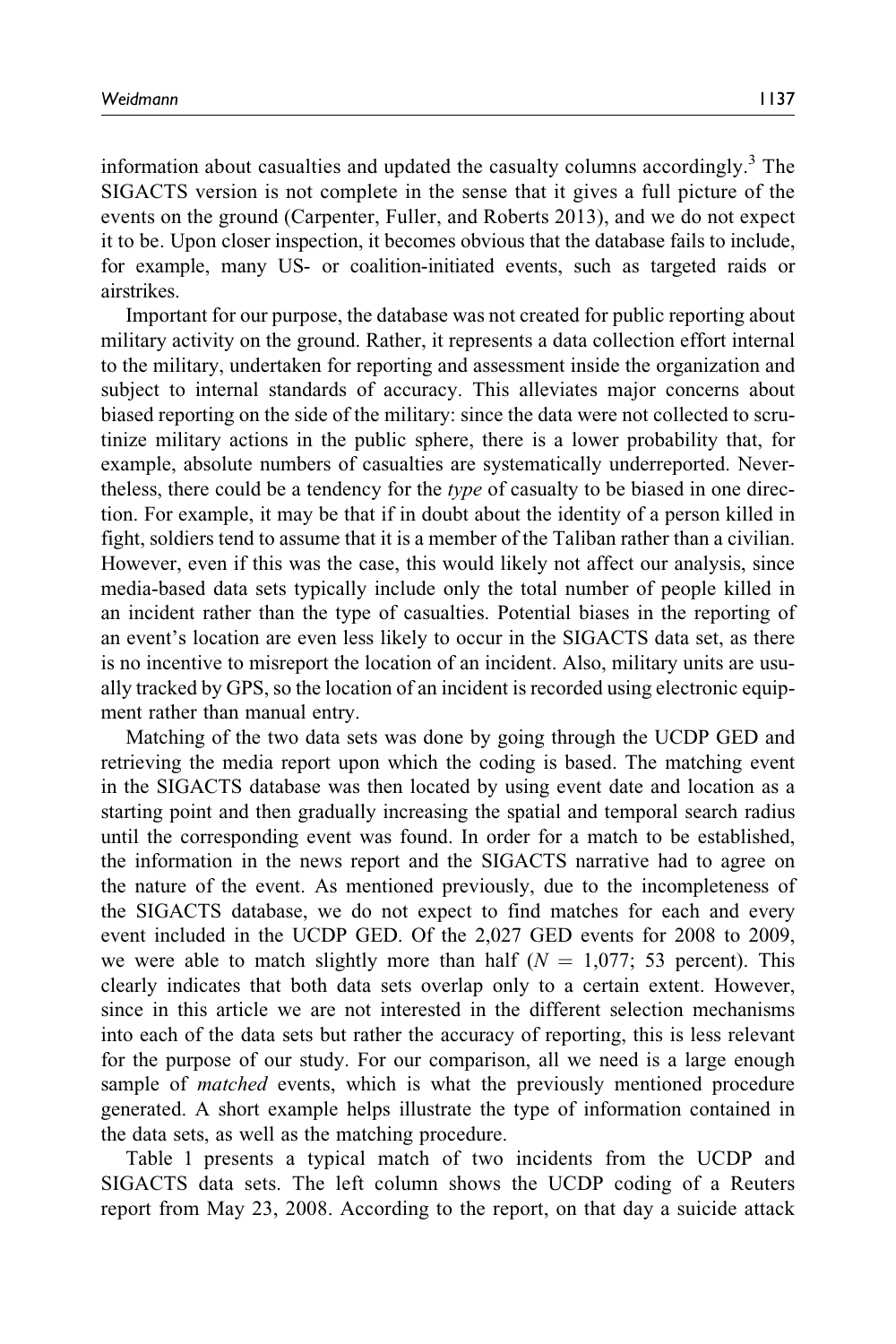information about casualties and updated the casualty columns accordingly.[3] The SIGACTS version is not complete in the sense that it gives a full picture of the events on the ground (Carpenter, Fuller, and Roberts 2013), and we do not expect it to be. Upon closer inspection, it becomes obvious that the database fails to include, for example, many US- or coalition-initiated events, such as targeted raids or airstrikes.

Important for our purpose, the database was not created for public reporting about military activity on the ground. Rather, it represents a data collection effort internal to the military, undertaken for reporting and assessment inside the organization and subject to internal standards of accuracy. This alleviates major concerns about biased reporting on the side of the military: since the data were not collected to scrutinize military actions in the public sphere, there is a lower probability that, for example, absolute numbers of casualties are systematically underreported. Nevertheless, there could be a tendency for the *type* of casualty to be biased in one direction. For example, it may be that if in doubt about the identity of a person killed in fight, soldiers tend to assume that it is a member of the Taliban rather than a civilian. However, even if this was the case, this would likely not affect our analysis, since media-based data sets typically include only the total number of people killed in an incident rather than the type of casualties. Potential biases in the reporting of an event's location are even less likely to occur in the SIGACTS data set, as there is no incentive to misreport the location of an incident. Also, military units are usually tracked by GPS, so the location of an incident is recorded using electronic equipment rather than manual entry.

Matching of the two data sets was done by going through the UCDP GED and retrieving the media report upon which the coding is based. The matching event in the SIGACTS database was then located by using event date and location as a starting point and then gradually increasing the spatial and temporal search radius until the corresponding event was found. In order for a match to be established, the information in the news report and the SIGACTS narrative had to agree on the nature of the event. As mentioned previously, due to the incompleteness of the SIGACTS database, we do not expect to find matches for each and every event included in the UCDP GED. Of the 2,027 GED events for 2008 to 2009, we were able to match slightly more than half ($N$ = 1,077; 53 percent). This clearly indicates that both data sets overlap only to a certain extent. However, since in this article we are not interested in the different selection mechanisms into each of the data sets but rather the accuracy of reporting, this is less relevant for the purpose of our study. For our comparison, all we need is a large enough sample of *matched* events, which is what the previously mentioned procedure generated. A short example helps illustrate the type of information contained in the data sets, as well as the matching procedure.

Table 1 presents a typical match of two incidents from the UCDP and SIGACTS data sets. The left column shows the UCDP coding of a Reuters report from May 23, 2008. According to the report, on that day a suicide attack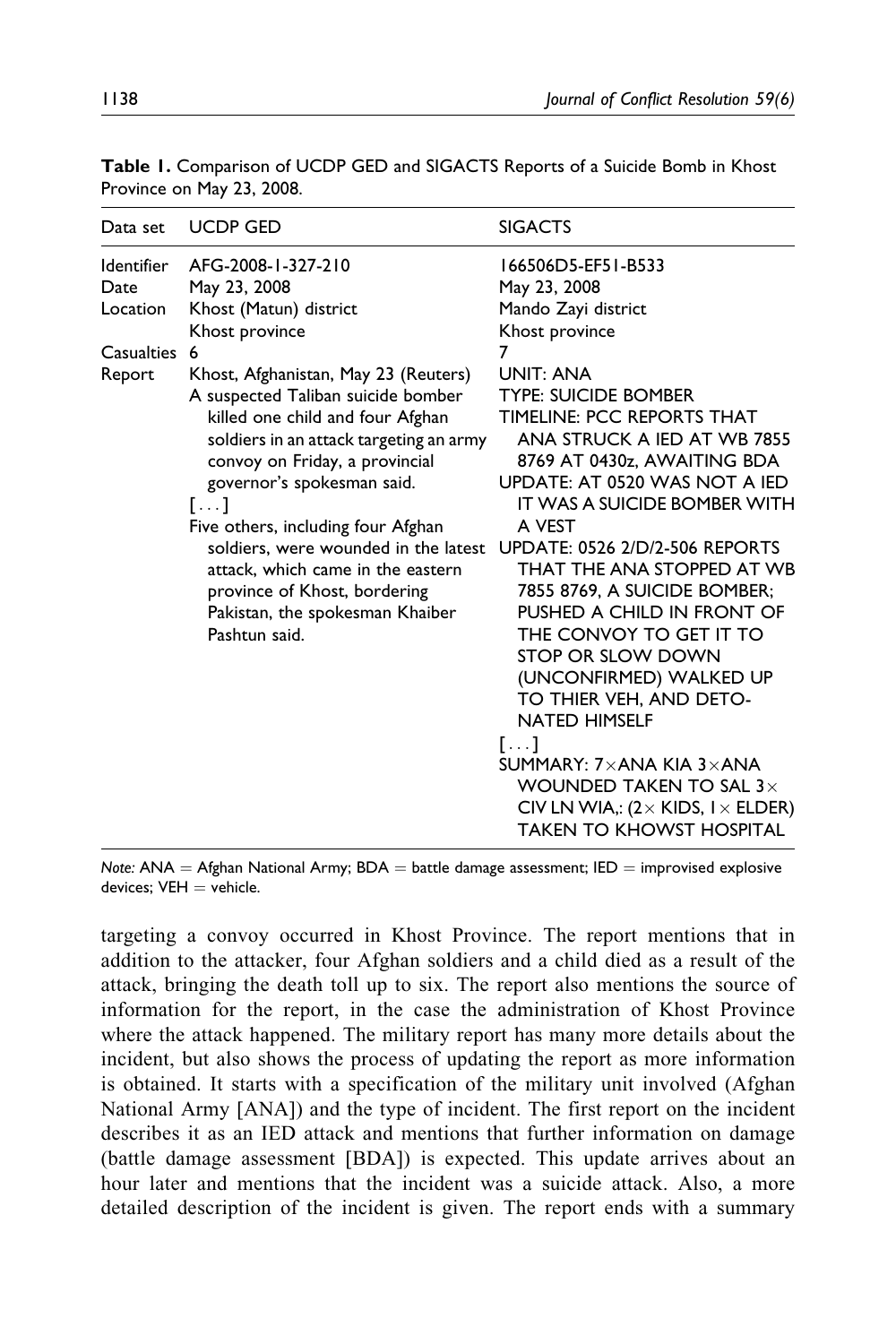**Table 1.** Comparison of UCDP GED and SIGACTS Reports of a Suicide Bomb in Khost Province on May 23, 2008.

| Data set | UCDP GED | SIGACTS |
|---|---|---|
| Identifier | AFG-2008-1-327-210 | 166506D5-EF51-B533 |
| Date | May 23, 2008 | May 23, 2008 |
| Location | Khost (Matun) district<br>Khost province | Mando Zayi district<br>Khost province |
| Casualties | 6 | 7 |
| Report | Khost, Afghanistan, May 23 (Reuters) A suspected Taliban suicide bomber killed one child and four Afghan soldiers in an attack targeting an army convoy on Friday, a provincial governor's spokesman said.<br>[...]<br>Five others, including four Afghan soldiers, were wounded in the latest attack, which came in the eastern province of Khost, bordering Pakistan, the spokesman Khaiber Pashtun said. | UNIT: ANA<br>TYPE: SUICIDE BOMBER<br>TIMELINE: PCC REPORTS THAT ANA STRUCK A IED AT WB 7855 8769 AT 0430z, AWAITING BDA<br>UPDATE: AT 0520 WAS NOT A IED IT WAS A SUICIDE BOMBER WITH A VEST<br>UPDATE: 0526 2/D/2-506 REPORTS THAT THE ANA STOPPED AT WB 7855 8769, A SUICIDE BOMBER; PUSHED A CHILD IN FRONT OF THE CONVOY TO GET IT TO STOP OR SLOW DOWN (UNCONFIRMED) WALKED UP TO THIER VEH, AND DETONATED HIMSELF<br>[...]<br>SUMMARY: 7×ANA KIA 3×ANA WOUNDED TAKEN TO SAL 3× CIV LN WIA,: (2× KIDS, 1× ELDER) TAKEN TO KHOWST HOSPITAL |

*Note:* ANA = Afghan National Army; BDA = battle damage assessment; IED = improvised explosive devices; VEH = vehicle.

targeting a convoy occurred in Khost Province. The report mentions that in addition to the attacker, four Afghan soldiers and a child died as a result of the attack, bringing the death toll up to six. The report also mentions the source of information for the report, in the case the administration of Khost Province where the attack happened. The military report has many more details about the incident, but also shows the process of updating the report as more information is obtained. It starts with a specification of the military unit involved (Afghan National Army [ANA]) and the type of incident. The first report on the incident describes it as an IED attack and mentions that further information on damage (battle damage assessment [BDA]) is expected. This update arrives about an hour later and mentions that the incident was a suicide attack. Also, a more detailed description of the incident is given. The report ends with a summary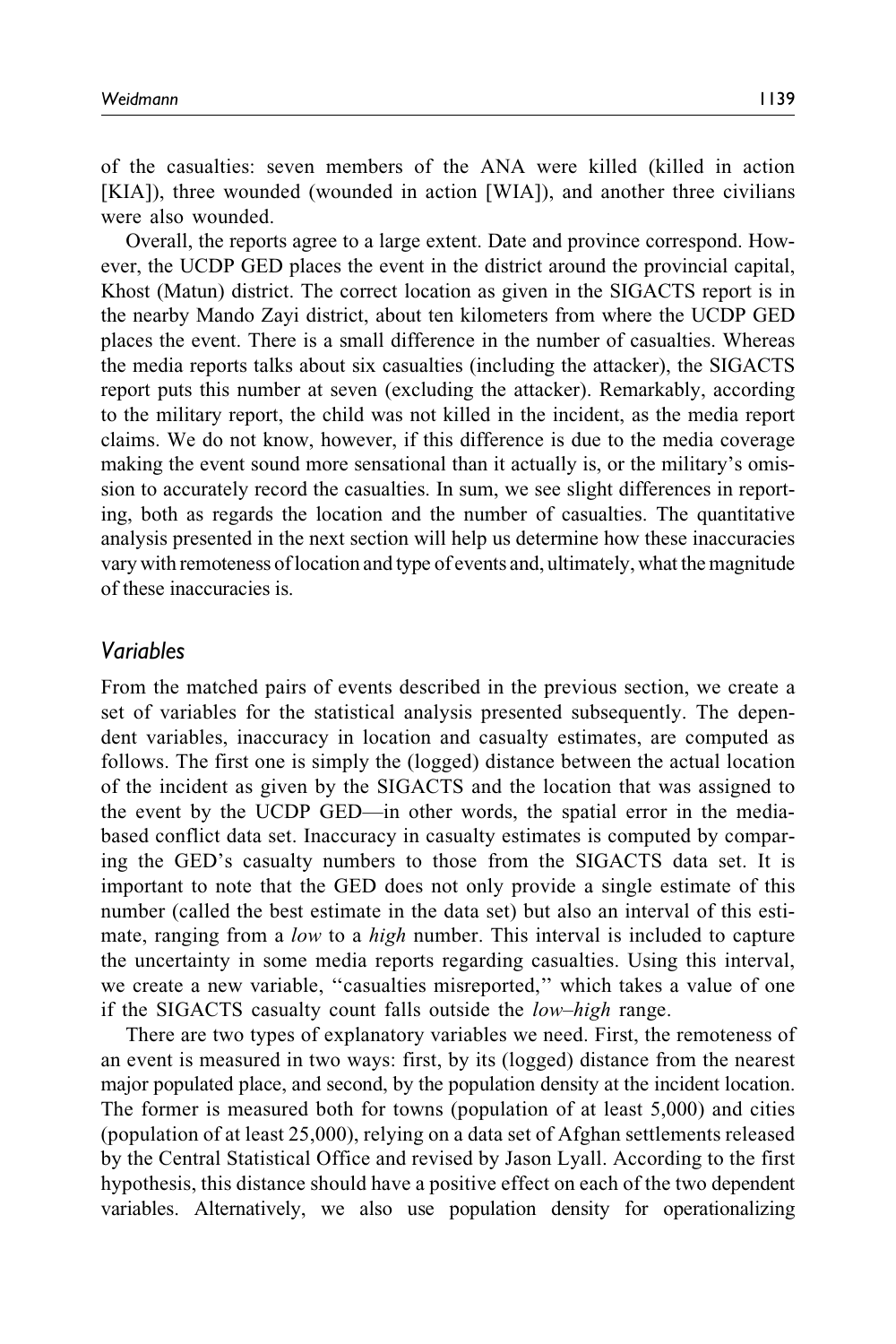of the casualties: seven members of the ANA were killed (killed in action [KIA]), three wounded (wounded in action [WIA]), and another three civilians were also wounded.

Overall, the reports agree to a large extent. Date and province correspond. However, the UCDP GED places the event in the district around the provincial capital, Khost (Matun) district. The correct location as given in the SIGACTS report is in the nearby Mando Zayi district, about ten kilometers from where the UCDP GED places the event. There is a small difference in the number of casualties. Whereas the media reports talks about six casualties (including the attacker), the SIGACTS report puts this number at seven (excluding the attacker). Remarkably, according to the military report, the child was not killed in the incident, as the media report claims. We do not know, however, if this difference is due to the media coverage making the event sound more sensational than it actually is, or the military's omission to accurately record the casualties. In sum, we see slight differences in reporting, both as regards the location and the number of casualties. The quantitative analysis presented in the next section will help us determine how these inaccuracies vary with remoteness of location and type of events and, ultimately, what the magnitude of these inaccuracies is.

## *Variables*

From the matched pairs of events described in the previous section, we create a set of variables for the statistical analysis presented subsequently. The dependent variables, inaccuracy in location and casualty estimates, are computed as follows. The first one is simply the (logged) distance between the actual location of the incident as given by the SIGACTS and the location that was assigned to the event by the UCDP GED—in other words, the spatial error in the media-based conflict data set. Inaccuracy in casualty estimates is computed by comparing the GED's casualty numbers to those from the SIGACTS data set. It is important to note that the GED does not only provide a single estimate of this number (called the best estimate in the data set) but also an interval of this estimate, ranging from a *low* to a *high* number. This interval is included to capture the uncertainty in some media reports regarding casualties. Using this interval, we create a new variable, "casualties misreported," which takes a value of one if the SIGACTS casualty count falls outside the *low–high* range.

There are two types of explanatory variables we need. First, the remoteness of an event is measured in two ways: first, by its (logged) distance from the nearest major populated place, and second, by the population density at the incident location. The former is measured both for towns (population of at least 5,000) and cities (population of at least 25,000), relying on a data set of Afghan settlements released by the Central Statistical Office and revised by Jason Lyall. According to the first hypothesis, this distance should have a positive effect on each of the two dependent variables. Alternatively, we also use population density for operationalizing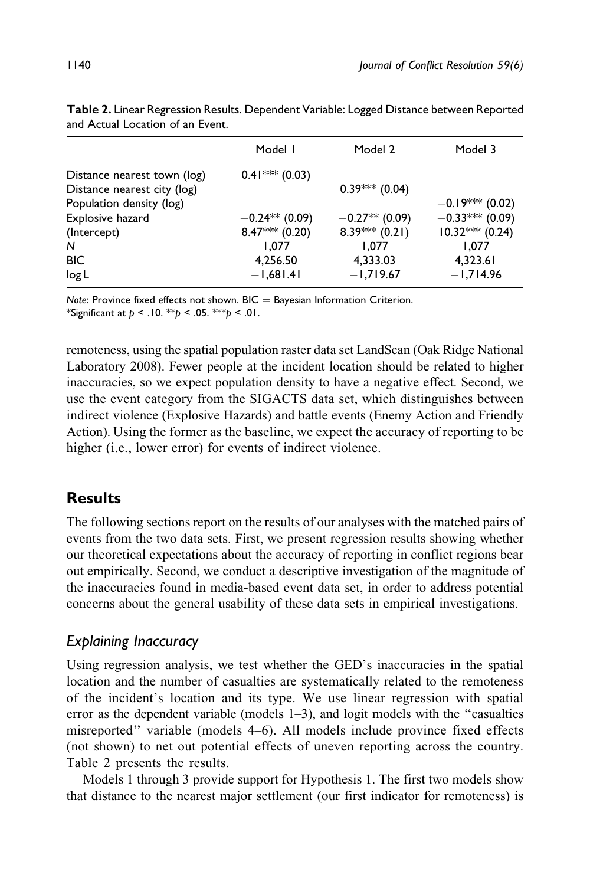**Table 2.** Linear Regression Results. Dependent Variable: Logged Distance between Reported and Actual Location of an Event.

| | Model 1 | Model 2 | Model 3 |
|---|---|---|---|
| Distance nearest town (log) | 0.41*** (0.03) | | |
| Distance nearest city (log) | | 0.39*** (0.04) | |
| Population density (log) | | | −0.19*** (0.02) |
| Explosive hazard | −0.24** (0.09) | −0.27** (0.09) | −0.33*** (0.09) |
| (Intercept) | 8.47*** (0.20) | 8.39*** (0.21) | 10.32*** (0.24) |
| N | 1,077 | 1,077 | 1,077 |
| BIC | 4,256.50 | 4,333.03 | 4,323.61 |
| log L | −1,681.41 | −1,719.67 | −1,714.96 |

*Note*: Province fixed effects not shown. BIC = Bayesian Information Criterion.
*Significant at $p < .10$. **$p < .05$. ***$p < .01$.

remoteness, using the spatial population raster data set LandScan (Oak Ridge National Laboratory 2008). Fewer people at the incident location should be related to higher inaccuracies, so we expect population density to have a negative effect. Second, we use the event category from the SIGACTS data set, which distinguishes between indirect violence (Explosive Hazards) and battle events (Enemy Action and Friendly Action). Using the former as the baseline, we expect the accuracy of reporting to be higher (i.e., lower error) for events of indirect violence.

## Results

The following sections report on the results of our analyses with the matched pairs of events from the two data sets. First, we present regression results showing whether our theoretical expectations about the accuracy of reporting in conflict regions bear out empirically. Second, we conduct a descriptive investigation of the magnitude of the inaccuracies found in media-based event data set, in order to address potential concerns about the general usability of these data sets in empirical investigations.

### *Explaining Inaccuracy*

Using regression analysis, we test whether the GED's inaccuracies in the spatial location and the number of casualties are systematically related to the remoteness of the incident's location and its type. We use linear regression with spatial error as the dependent variable (models 1–3), and logit models with the "casualties misreported" variable (models 4–6). All models include province fixed effects (not shown) to net out potential effects of uneven reporting across the country. Table 2 presents the results.

Models 1 through 3 provide support for Hypothesis 1. The first two models show that distance to the nearest major settlement (our first indicator for remoteness) is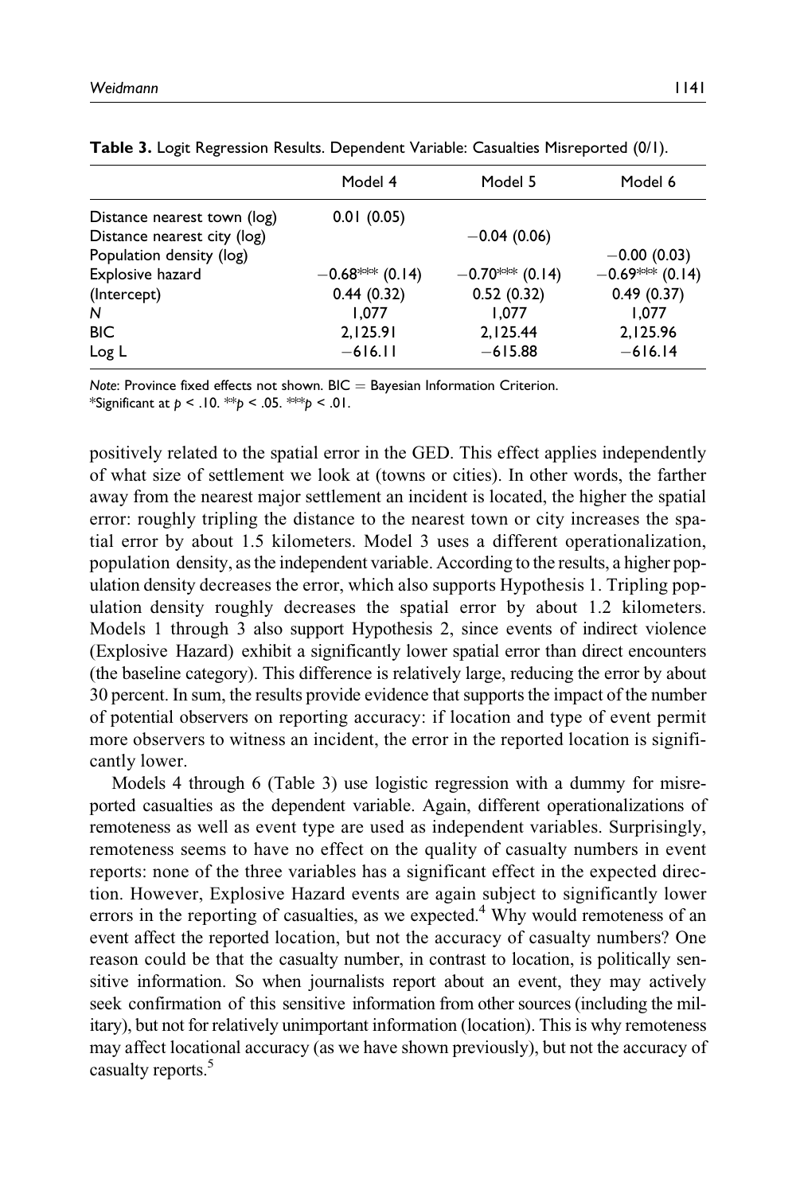**Table 3.** Logit Regression Results. Dependent Variable: Casualties Misreported (0/1).

| | Model 4 | Model 5 | Model 6 |
|---|---|---|---|
| Distance nearest town (log) | 0.01 (0.05) | | |
| Distance nearest city (log) | | −0.04 (0.06) | |
| Population density (log) | | | −0.00 (0.03) |
| Explosive hazard | −0.68*** (0.14) | −0.70*** (0.14) | −0.69*** (0.14) |
| (Intercept) | 0.44 (0.32) | 0.52 (0.32) | 0.49 (0.37) |
| *N* | 1,077 | 1,077 | 1,077 |
| BIC | 2,125.91 | 2,125.44 | 2,125.96 |
| Log L | −616.11 | −615.88 | −616.14 |

*Note*: Province fixed effects not shown. BIC = Bayesian Information Criterion.
*Significant at $p < .10$. **$p < .05$. ***$p < .01$.

positively related to the spatial error in the GED. This effect applies independently of what size of settlement we look at (towns or cities). In other words, the farther away from the nearest major settlement an incident is located, the higher the spatial error: roughly tripling the distance to the nearest town or city increases the spatial error by about 1.5 kilometers. Model 3 uses a different operationalization, population density, as the independent variable. According to the results, a higher population density decreases the error, which also supports Hypothesis 1. Tripling population density roughly decreases the spatial error by about 1.2 kilometers. Models 1 through 3 also support Hypothesis 2, since events of indirect violence (Explosive Hazard) exhibit a significantly lower spatial error than direct encounters (the baseline category). This difference is relatively large, reducing the error by about 30 percent. In sum, the results provide evidence that supports the impact of the number of potential observers on reporting accuracy: if location and type of event permit more observers to witness an incident, the error in the reported location is significantly lower.

Models 4 through 6 (Table 3) use logistic regression with a dummy for misreported casualties as the dependent variable. Again, different operationalizations of remoteness as well as event type are used as independent variables. Surprisingly, remoteness seems to have no effect on the quality of casualty numbers in event reports: none of the three variables has a significant effect in the expected direction. However, Explosive Hazard events are again subject to significantly lower errors in the reporting of casualties, as we expected.[4] Why would remoteness of an event affect the reported location, but not the accuracy of casualty numbers? One reason could be that the casualty number, in contrast to location, is politically sensitive information. So when journalists report about an event, they may actively seek confirmation of this sensitive information from other sources (including the military), but not for relatively unimportant information (location). This is why remoteness may affect locational accuracy (as we have shown previously), but not the accuracy of casualty reports.[5]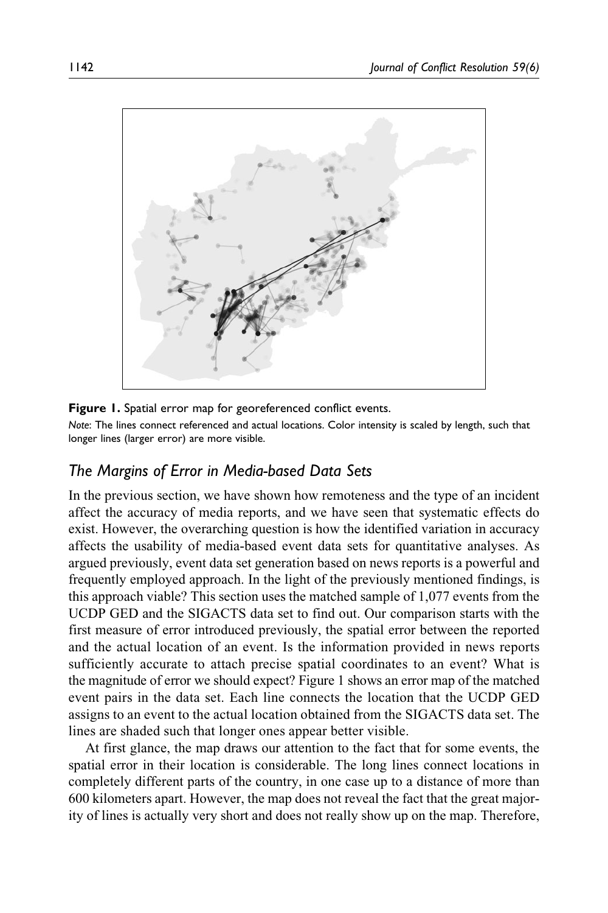**Figure 1.** Spatial error map for georeferenced conflict events.

*Note*: The lines connect referenced and actual locations. Color intensity is scaled by length, such that longer lines (larger error) are more visible.

## *The Margins of Error in Media-based Data Sets*

In the previous section, we have shown how remoteness and the type of an incident affect the accuracy of media reports, and we have seen that systematic effects do exist. However, the overarching question is how the identified variation in accuracy affects the usability of media-based event data sets for quantitative analyses. As argued previously, event data set generation based on news reports is a powerful and frequently employed approach. In the light of the previously mentioned findings, is this approach viable? This section uses the matched sample of 1,077 events from the UCDP GED and the SIGACTS data set to find out. Our comparison starts with the first measure of error introduced previously, the spatial error between the reported and the actual location of an event. Is the information provided in news reports sufficiently accurate to attach precise spatial coordinates to an event? What is the magnitude of error we should expect? Figure 1 shows an error map of the matched event pairs in the data set. Each line connects the location that the UCDP GED assigns to an event to the actual location obtained from the SIGACTS data set. The lines are shaded such that longer ones appear better visible.

At first glance, the map draws our attention to the fact that for some events, the spatial error in their location is considerable. The long lines connect locations in completely different parts of the country, in one case up to a distance of more than 600 kilometers apart. However, the map does not reveal the fact that the great majority of lines is actually very short and does not really show up on the map. Therefore,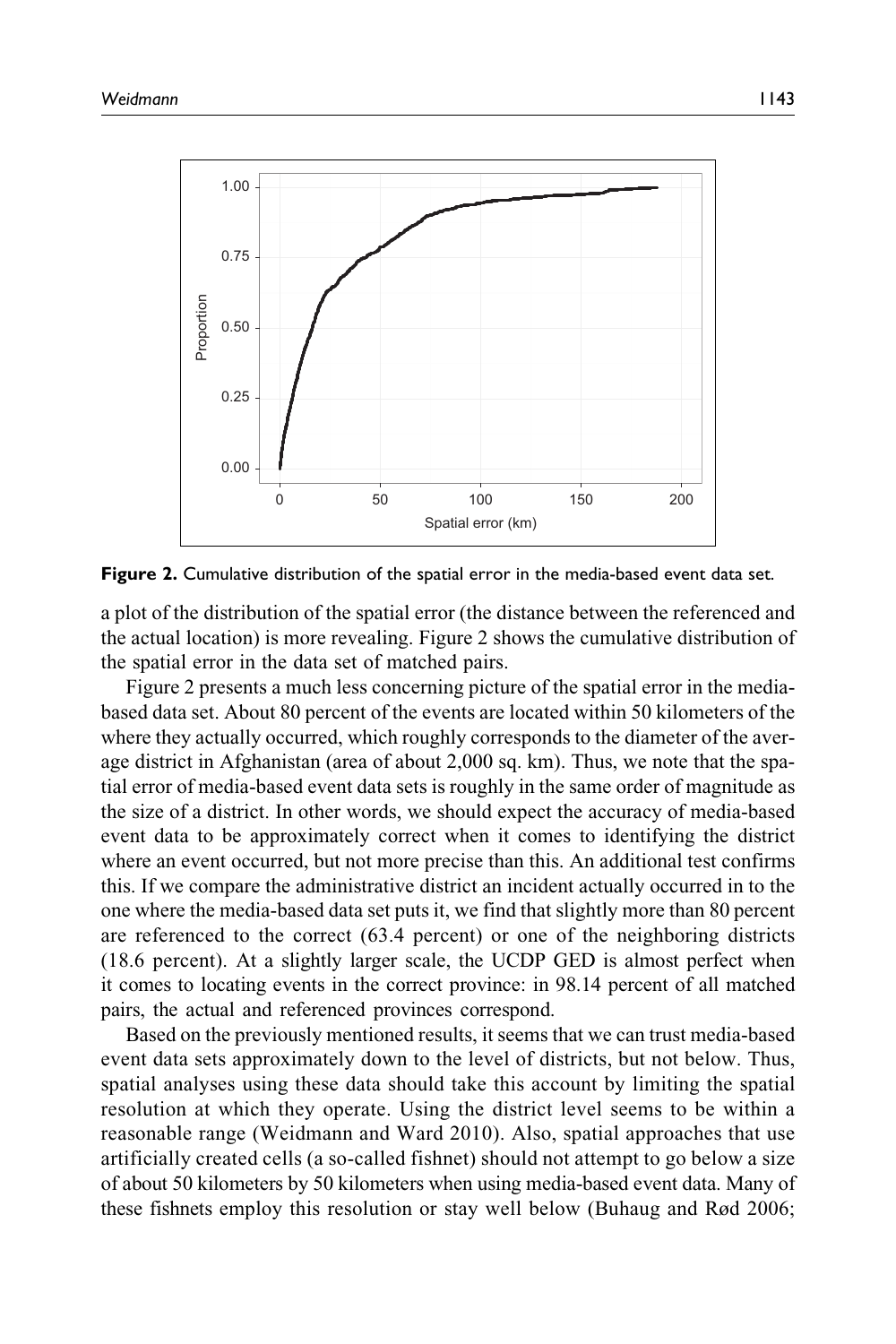**Figure 2.** Cumulative distribution of the spatial error in the media-based event data set.

a plot of the distribution of the spatial error (the distance between the referenced and the actual location) is more revealing. Figure 2 shows the cumulative distribution of the spatial error in the data set of matched pairs.

Figure 2 presents a much less concerning picture of the spatial error in the media-based data set. About 80 percent of the events are located within 50 kilometers of the where they actually occurred, which roughly corresponds to the diameter of the average district in Afghanistan (area of about 2,000 sq. km). Thus, we note that the spatial error of media-based event data sets is roughly in the same order of magnitude as the size of a district. In other words, we should expect the accuracy of media-based event data to be approximately correct when it comes to identifying the district where an event occurred, but not more precise than this. An additional test confirms this. If we compare the administrative district an incident actually occurred in to the one where the media-based data set puts it, we find that slightly more than 80 percent are referenced to the correct (63.4 percent) or one of the neighboring districts (18.6 percent). At a slightly larger scale, the UCDP GED is almost perfect when it comes to locating events in the correct province: in 98.14 percent of all matched pairs, the actual and referenced provinces correspond.

Based on the previously mentioned results, it seems that we can trust media-based event data sets approximately down to the level of districts, but not below. Thus, spatial analyses using these data should take this account by limiting the spatial resolution at which they operate. Using the district level seems to be within a reasonable range (Weidmann and Ward 2010). Also, spatial approaches that use artificially created cells (a so-called fishnet) should not attempt to go below a size of about 50 kilometers by 50 kilometers when using media-based event data. Many of these fishnets employ this resolution or stay well below (Buhaug and Rød 2006;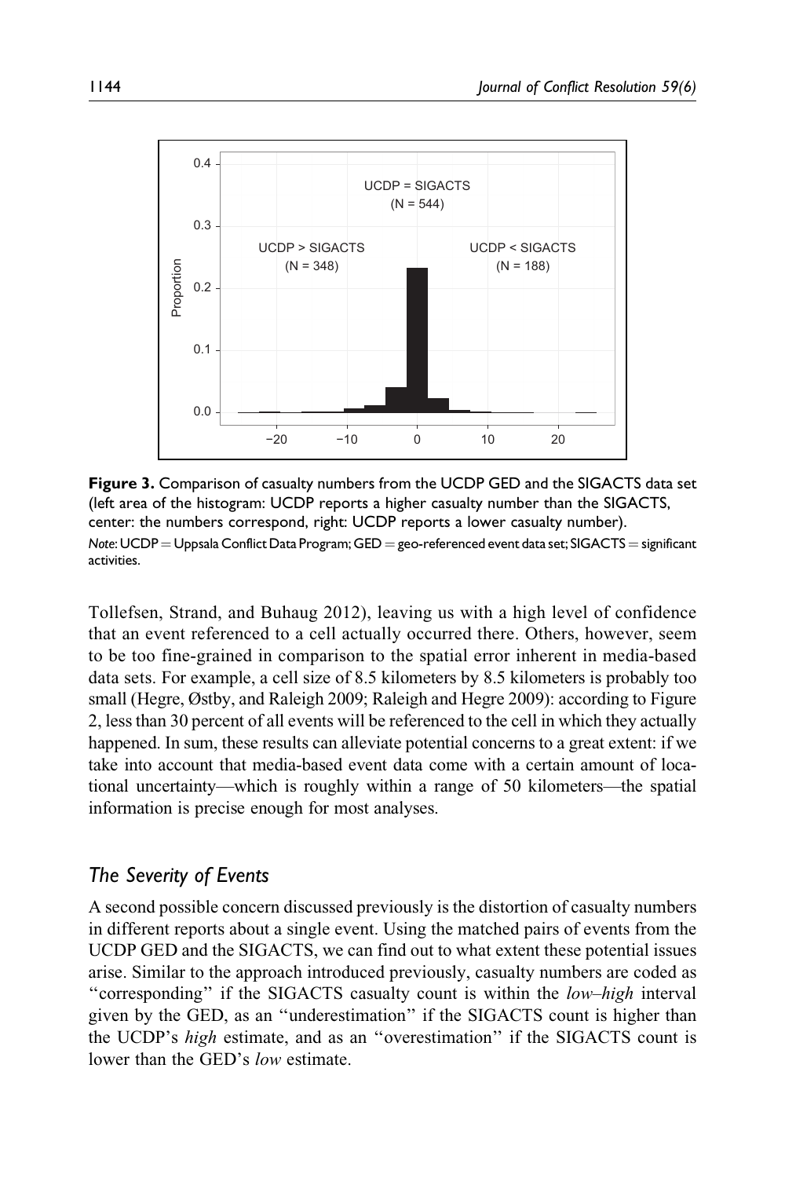**Figure 3.** Comparison of casualty numbers from the UCDP GED and the SIGACTS data set (left area of the histogram: UCDP reports a higher casualty number than the SIGACTS, center: the numbers correspond, right: UCDP reports a lower casualty number).

*Note*: UCDP = Uppsala Conflict Data Program; GED = geo-referenced event data set; SIGACTS = significant activities.

Tollefsen, Strand, and Buhaug 2012), leaving us with a high level of confidence that an event referenced to a cell actually occurred there. Others, however, seem to be too fine-grained in comparison to the spatial error inherent in media-based data sets. For example, a cell size of 8.5 kilometers by 8.5 kilometers is probably too small (Hegre, Østby, and Raleigh 2009; Raleigh and Hegre 2009): according to Figure 2, less than 30 percent of all events will be referenced to the cell in which they actually happened. In sum, these results can alleviate potential concerns to a great extent: if we take into account that media-based event data come with a certain amount of locational uncertainty—which is roughly within a range of 50 kilometers—the spatial information is precise enough for most analyses.

## *The Severity of Events*

A second possible concern discussed previously is the distortion of casualty numbers in different reports about a single event. Using the matched pairs of events from the UCDP GED and the SIGACTS, we can find out to what extent these potential issues arise. Similar to the approach introduced previously, casualty numbers are coded as "corresponding" if the SIGACTS casualty count is within the *low–high* interval given by the GED, as an "underestimation" if the SIGACTS count is higher than the UCDP's *high* estimate, and as an "overestimation" if the SIGACTS count is lower than the GED's *low* estimate.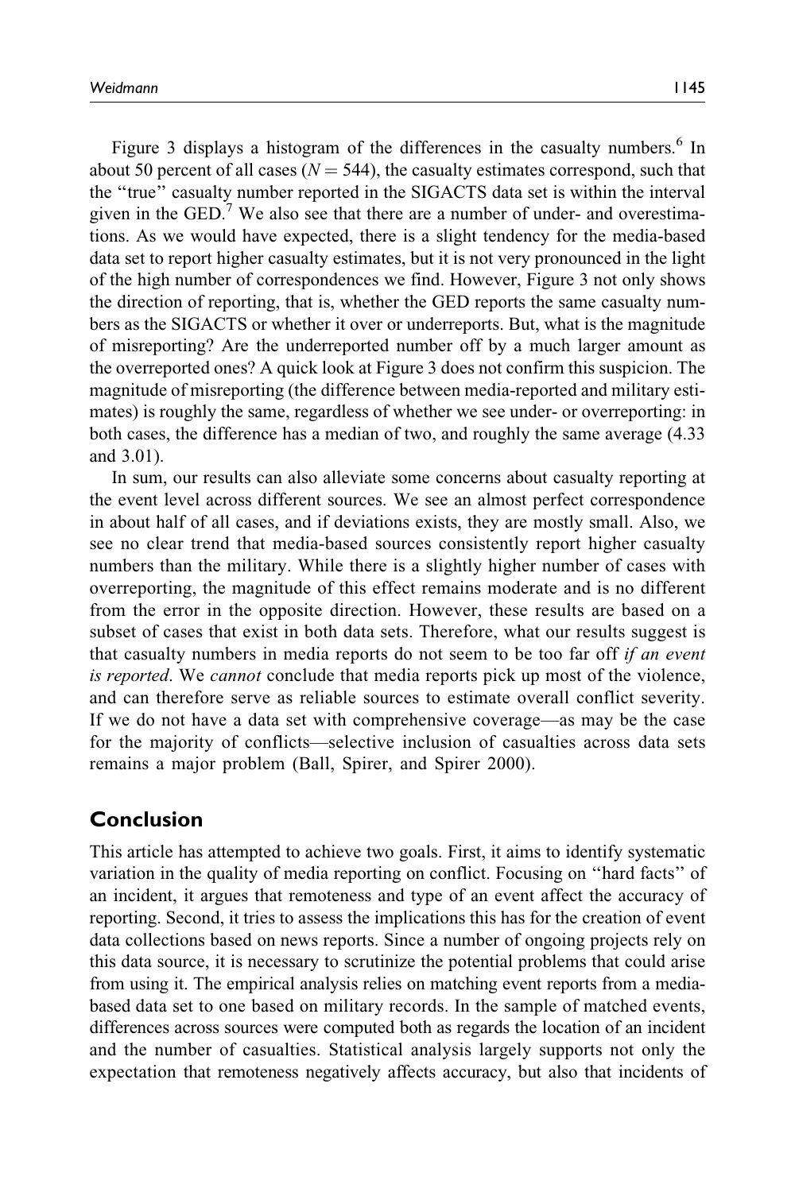Figure 3 displays a histogram of the differences in the casualty numbers.[6] In about 50 percent of all cases ($N = 544$), the casualty estimates correspond, such that the ''true'' casualty number reported in the SIGACTS data set is within the interval given in the GED.[7] We also see that there are a number of under- and overestimations. As we would have expected, there is a slight tendency for the media-based data set to report higher casualty estimates, but it is not very pronounced in the light of the high number of correspondences we find. However, Figure 3 not only shows the direction of reporting, that is, whether the GED reports the same casualty numbers as the SIGACTS or whether it over or underreports. But, what is the magnitude of misreporting? Are the underreported number off by a much larger amount as the overreported ones? A quick look at Figure 3 does not confirm this suspicion. The magnitude of misreporting (the difference between media-reported and military estimates) is roughly the same, regardless of whether we see under- or overreporting: in both cases, the difference has a median of two, and roughly the same average (4.33 and 3.01).

In sum, our results can also alleviate some concerns about casualty reporting at the event level across different sources. We see an almost perfect correspondence in about half of all cases, and if deviations exists, they are mostly small. Also, we see no clear trend that media-based sources consistently report higher casualty numbers than the military. While there is a slightly higher number of cases with overreporting, the magnitude of this effect remains moderate and is no different from the error in the opposite direction. However, these results are based on a subset of cases that exist in both data sets. Therefore, what our results suggest is that casualty numbers in media reports do not seem to be too far off *if an event is reported*. We *cannot* conclude that media reports pick up most of the violence, and can therefore serve as reliable sources to estimate overall conflict severity. If we do not have a data set with comprehensive coverage—as may be the case for the majority of conflicts—selective inclusion of casualties across data sets remains a major problem (Ball, Spirer, and Spirer 2000).

## Conclusion

This article has attempted to achieve two goals. First, it aims to identify systematic variation in the quality of media reporting on conflict. Focusing on ''hard facts'' of an incident, it argues that remoteness and type of an event affect the accuracy of reporting. Second, it tries to assess the implications this has for the creation of event data collections based on news reports. Since a number of ongoing projects rely on this data source, it is necessary to scrutinize the potential problems that could arise from using it. The empirical analysis relies on matching event reports from a media-based data set to one based on military records. In the sample of matched events, differences across sources were computed both as regards the location of an incident and the number of casualties. Statistical analysis largely supports not only the expectation that remoteness negatively affects accuracy, but also that incidents of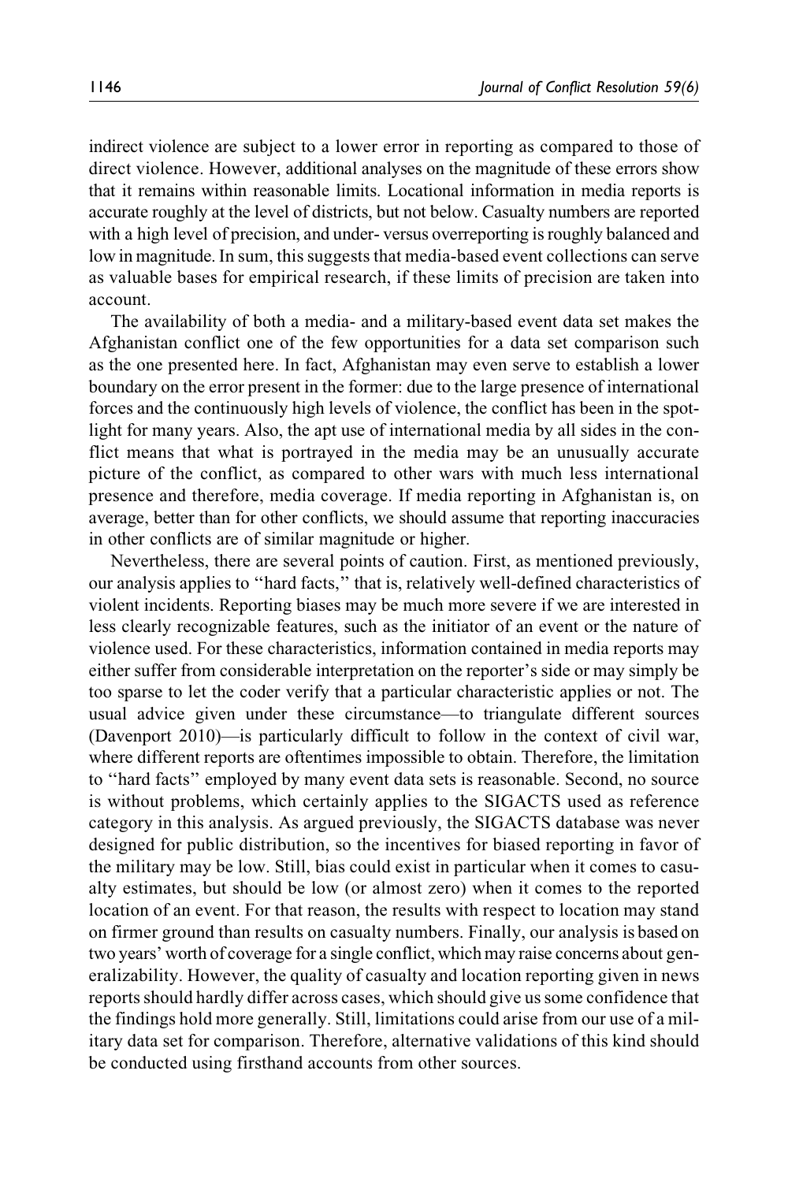indirect violence are subject to a lower error in reporting as compared to those of direct violence. However, additional analyses on the magnitude of these errors show that it remains within reasonable limits. Locational information in media reports is accurate roughly at the level of districts, but not below. Casualty numbers are reported with a high level of precision, and under- versus overreporting is roughly balanced and low in magnitude. In sum, this suggests that media-based event collections can serve as valuable bases for empirical research, if these limits of precision are taken into account.

The availability of both a media- and a military-based event data set makes the Afghanistan conflict one of the few opportunities for a data set comparison such as the one presented here. In fact, Afghanistan may even serve to establish a lower boundary on the error present in the former: due to the large presence of international forces and the continuously high levels of violence, the conflict has been in the spotlight for many years. Also, the apt use of international media by all sides in the conflict means that what is portrayed in the media may be an unusually accurate picture of the conflict, as compared to other wars with much less international presence and therefore, media coverage. If media reporting in Afghanistan is, on average, better than for other conflicts, we should assume that reporting inaccuracies in other conflicts are of similar magnitude or higher.

Nevertheless, there are several points of caution. First, as mentioned previously, our analysis applies to "hard facts," that is, relatively well-defined characteristics of violent incidents. Reporting biases may be much more severe if we are interested in less clearly recognizable features, such as the initiator of an event or the nature of violence used. For these characteristics, information contained in media reports may either suffer from considerable interpretation on the reporter's side or may simply be too sparse to let the coder verify that a particular characteristic applies or not. The usual advice given under these circumstance—to triangulate different sources (Davenport 2010)—is particularly difficult to follow in the context of civil war, where different reports are oftentimes impossible to obtain. Therefore, the limitation to "hard facts" employed by many event data sets is reasonable. Second, no source is without problems, which certainly applies to the SIGACTS used as reference category in this analysis. As argued previously, the SIGACTS database was never designed for public distribution, so the incentives for biased reporting in favor of the military may be low. Still, bias could exist in particular when it comes to casualty estimates, but should be low (or almost zero) when it comes to the reported location of an event. For that reason, the results with respect to location may stand on firmer ground than results on casualty numbers. Finally, our analysis is based on two years' worth of coverage for a single conflict, which may raise concerns about generalizability. However, the quality of casualty and location reporting given in news reports should hardly differ across cases, which should give us some confidence that the findings hold more generally. Still, limitations could arise from our use of a military data set for comparison. Therefore, alternative validations of this kind should be conducted using firsthand accounts from other sources.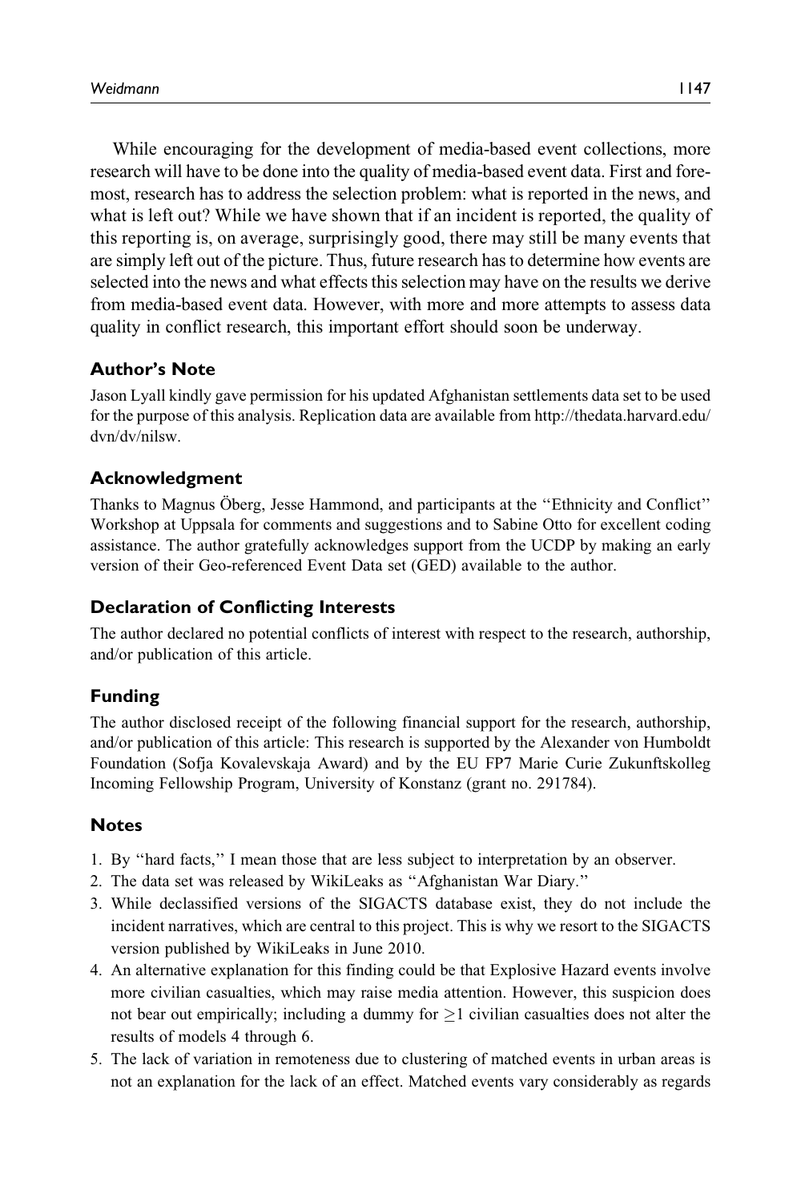While encouraging for the development of media-based event collections, more research will have to be done into the quality of media-based event data. First and foremost, research has to address the selection problem: what is reported in the news, and what is left out? While we have shown that if an incident is reported, the quality of this reporting is, on average, surprisingly good, there may still be many events that are simply left out of the picture. Thus, future research has to determine how events are selected into the news and what effects this selection may have on the results we derive from media-based event data. However, with more and more attempts to assess data quality in conflict research, this important effort should soon be underway.

### Author's Note

Jason Lyall kindly gave permission for his updated Afghanistan settlements data set to be used for the purpose of this analysis. Replication data are available from http://thedata.harvard.edu/dvn/dv/nilsw.

### Acknowledgment

Thanks to Magnus Öberg, Jesse Hammond, and participants at the "Ethnicity and Conflict" Workshop at Uppsala for comments and suggestions and to Sabine Otto for excellent coding assistance. The author gratefully acknowledges support from the UCDP by making an early version of their Geo-referenced Event Data set (GED) available to the author.

### Declaration of Conflicting Interests

The author declared no potential conflicts of interest with respect to the research, authorship, and/or publication of this article.

### Funding

The author disclosed receipt of the following financial support for the research, authorship, and/or publication of this article: This research is supported by the Alexander von Humboldt Foundation (Sofja Kovalevskaja Award) and by the EU FP7 Marie Curie Zukunftskolleg Incoming Fellowship Program, University of Konstanz (grant no. 291784).

### Notes

1. By "hard facts," I mean those that are less subject to interpretation by an observer.
2. The data set was released by WikiLeaks as "Afghanistan War Diary."
3. While declassified versions of the SIGACTS database exist, they do not include the incident narratives, which are central to this project. This is why we resort to the SIGACTS version published by WikiLeaks in June 2010.
4. An alternative explanation for this finding could be that Explosive Hazard events involve more civilian casualties, which may raise media attention. However, this suspicion does not bear out empirically; including a dummy for $\geq 1$ civilian casualties does not alter the results of models 4 through 6.
5. The lack of variation in remoteness due to clustering of matched events in urban areas is not an explanation for the lack of an effect. Matched events vary considerably as regards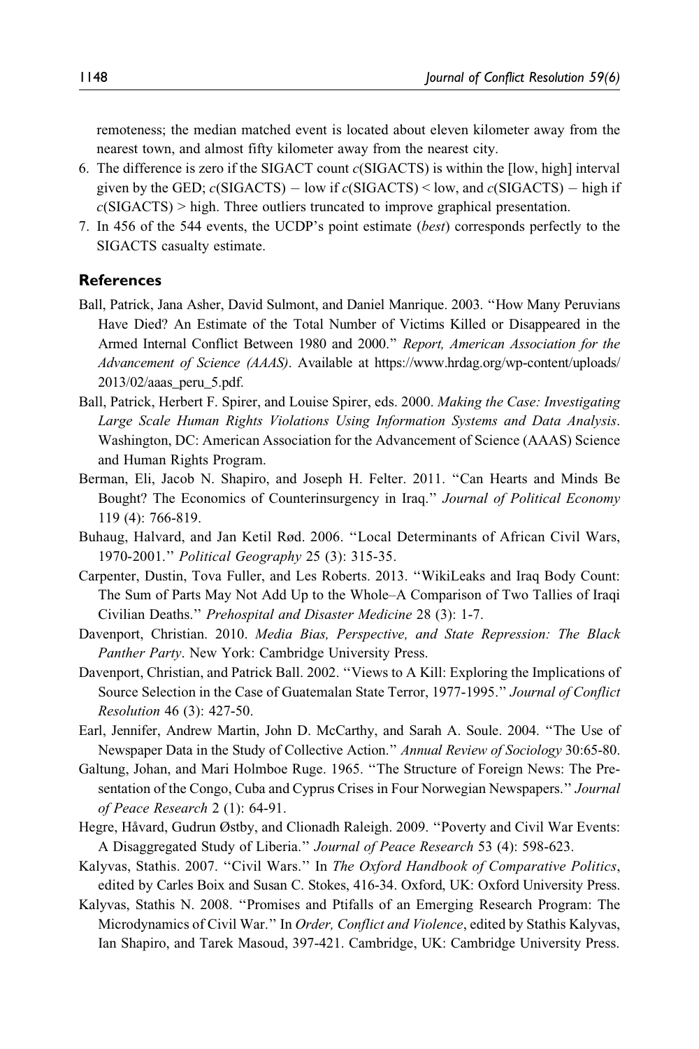remoteness; the median matched event is located about eleven kilometer away from the nearest town, and almost fifty kilometer away from the nearest city.

6. The difference is zero if the SIGACT count $c$(SIGACTS) is within the [low, high] interval given by the GED; $c$(SIGACTS) − low if $c$(SIGACTS) < low, and $c$(SIGACTS) − high if $c$(SIGACTS) > high. Three outliers truncated to improve graphical presentation.
7. In 456 of the 544 events, the UCDP's point estimate (*best*) corresponds perfectly to the SIGACTS casualty estimate.

## References

Ball, Patrick, Jana Asher, David Sulmont, and Daniel Manrique. 2003. "How Many Peruvians Have Died? An Estimate of the Total Number of Victims Killed or Disappeared in the Armed Internal Conflict Between 1980 and 2000." *Report, American Association for the Advancement of Science (AAAS)*. Available at https://www.hrdag.org/wp-content/uploads/2013/02/aaas_peru_5.pdf.

Ball, Patrick, Herbert F. Spirer, and Louise Spirer, eds. 2000. *Making the Case: Investigating Large Scale Human Rights Violations Using Information Systems and Data Analysis*. Washington, DC: American Association for the Advancement of Science (AAAS) Science and Human Rights Program.

Berman, Eli, Jacob N. Shapiro, and Joseph H. Felter. 2011. "Can Hearts and Minds Be Bought? The Economics of Counterinsurgency in Iraq." *Journal of Political Economy* 119 (4): 766-819.

Buhaug, Halvard, and Jan Ketil Rød. 2006. "Local Determinants of African Civil Wars, 1970-2001." *Political Geography* 25 (3): 315-35.

Carpenter, Dustin, Tova Fuller, and Les Roberts. 2013. "WikiLeaks and Iraq Body Count: The Sum of Parts May Not Add Up to the Whole–A Comparison of Two Tallies of Iraqi Civilian Deaths." *Prehospital and Disaster Medicine* 28 (3): 1-7.

Davenport, Christian. 2010. *Media Bias, Perspective, and State Repression: The Black Panther Party*. New York: Cambridge University Press.

Davenport, Christian, and Patrick Ball. 2002. "Views to A Kill: Exploring the Implications of Source Selection in the Case of Guatemalan State Terror, 1977-1995." *Journal of Conflict Resolution* 46 (3): 427-50.

Earl, Jennifer, Andrew Martin, John D. McCarthy, and Sarah A. Soule. 2004. "The Use of Newspaper Data in the Study of Collective Action." *Annual Review of Sociology* 30:65-80.

Galtung, Johan, and Mari Holmboe Ruge. 1965. "The Structure of Foreign News: The Presentation of the Congo, Cuba and Cyprus Crises in Four Norwegian Newspapers." *Journal of Peace Research* 2 (1): 64-91.

Hegre, Håvard, Gudrun Østby, and Clionadh Raleigh. 2009. "Poverty and Civil War Events: A Disaggregated Study of Liberia." *Journal of Peace Research* 53 (4): 598-623.

Kalyvas, Stathis. 2007. "Civil Wars." In *The Oxford Handbook of Comparative Politics*, edited by Carles Boix and Susan C. Stokes, 416-34. Oxford, UK: Oxford University Press.

Kalyvas, Stathis N. 2008. "Promises and Ptifalls of an Emerging Research Program: The Microdynamics of Civil War." In *Order, Conflict and Violence*, edited by Stathis Kalyvas, Ian Shapiro, and Tarek Masoud, 397-421. Cambridge, UK: Cambridge University Press.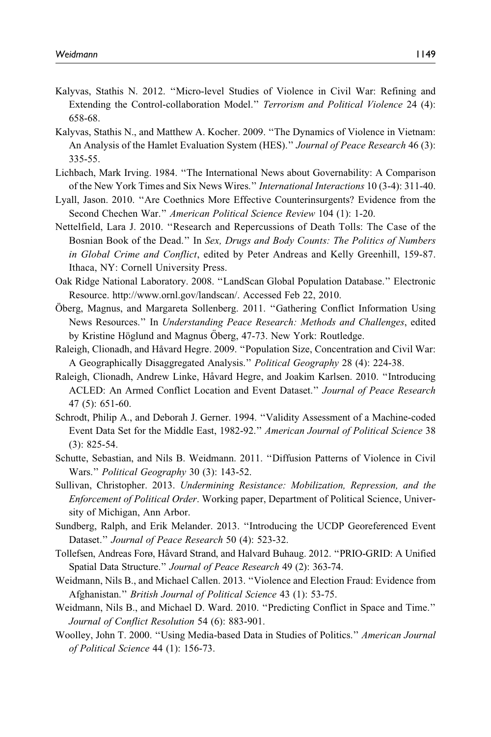Kalyvas, Stathis N. 2012. "Micro-level Studies of Violence in Civil War: Refining and Extending the Control-collaboration Model." *Terrorism and Political Violence* 24 (4): 658-68.

Kalyvas, Stathis N., and Matthew A. Kocher. 2009. "The Dynamics of Violence in Vietnam: An Analysis of the Hamlet Evaluation System (HES)." *Journal of Peace Research* 46 (3): 335-55.

Lichbach, Mark Irving. 1984. "The International News about Governability: A Comparison of the New York Times and Six News Wires." *International Interactions* 10 (3-4): 311-40.

Lyall, Jason. 2010. "Are Coethnics More Effective Counterinsurgents? Evidence from the Second Chechen War." *American Political Science Review* 104 (1): 1-20.

Nettelfield, Lara J. 2010. "Research and Repercussions of Death Tolls: The Case of the Bosnian Book of the Dead." In *Sex, Drugs and Body Counts: The Politics of Numbers in Global Crime and Conflict*, edited by Peter Andreas and Kelly Greenhill, 159-87. Ithaca, NY: Cornell University Press.

Oak Ridge National Laboratory. 2008. "LandScan Global Population Database." Electronic Resource. http://www.ornl.gov/landscan/. Accessed Feb 22, 2010.

Öberg, Magnus, and Margareta Sollenberg. 2011. "Gathering Conflict Information Using News Resources." In *Understanding Peace Research: Methods and Challenges*, edited by Kristine Höglund and Magnus Öberg, 47-73. New York: Routledge.

Raleigh, Clionadh, and Håvard Hegre. 2009. "Population Size, Concentration and Civil War: A Geographically Disaggregated Analysis." *Political Geography* 28 (4): 224-38.

Raleigh, Clionadh, Andrew Linke, Håvard Hegre, and Joakim Karlsen. 2010. "Introducing ACLED: An Armed Conflict Location and Event Dataset." *Journal of Peace Research* 47 (5): 651-60.

Schrodt, Philip A., and Deborah J. Gerner. 1994. "Validity Assessment of a Machine-coded Event Data Set for the Middle East, 1982-92." *American Journal of Political Science* 38 (3): 825-54.

Schutte, Sebastian, and Nils B. Weidmann. 2011. "Diffusion Patterns of Violence in Civil Wars." *Political Geography* 30 (3): 143-52.

Sullivan, Christopher. 2013. *Undermining Resistance: Mobilization, Repression, and the Enforcement of Political Order*. Working paper, Department of Political Science, University of Michigan, Ann Arbor.

Sundberg, Ralph, and Erik Melander. 2013. "Introducing the UCDP Georeferenced Event Dataset." *Journal of Peace Research* 50 (4): 523-32.

Tollefsen, Andreas Forø, Håvard Strand, and Halvard Buhaug. 2012. "PRIO-GRID: A Unified Spatial Data Structure." *Journal of Peace Research* 49 (2): 363-74.

Weidmann, Nils B., and Michael Callen. 2013. "Violence and Election Fraud: Evidence from Afghanistan." *British Journal of Political Science* 43 (1): 53-75.

Weidmann, Nils B., and Michael D. Ward. 2010. "Predicting Conflict in Space and Time." *Journal of Conflict Resolution* 54 (6): 883-901.

Woolley, John T. 2000. "Using Media-based Data in Studies of Politics." *American Journal of Political Science* 44 (1): 156-73.